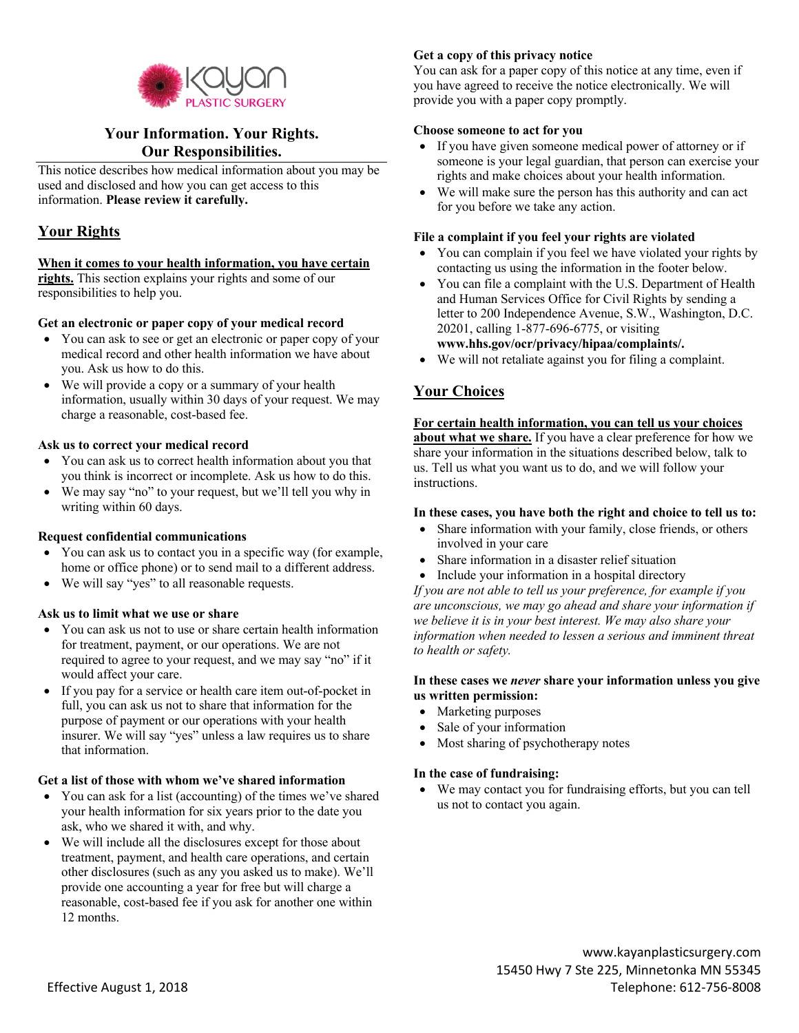# Your Information. Your Rights. Our Responsibilities.

This notice describes how medical information about you may be used and disclosed and how you can get access to this information. **Please review it carefully.**

## Your Rights

**When it comes to your health information, you have certain rights.** This section explains your rights and some of our responsibilities to help you.

### Get an electronic or paper copy of your medical record

- You can ask to see or get an electronic or paper copy of your medical record and other health information we have about you. Ask us how to do this.
- We will provide a copy or a summary of your health information, usually within 30 days of your request. We may charge a reasonable, cost-based fee.

### Ask us to correct your medical record

- You can ask us to correct health information about you that you think is incorrect or incomplete. Ask us how to do this.
- We may say "no" to your request, but we'll tell you why in writing within 60 days.

### Request confidential communications

- You can ask us to contact you in a specific way (for example, home or office phone) or to send mail to a different address.
- We will say "yes" to all reasonable requests.

### Ask us to limit what we use or share

- You can ask us not to use or share certain health information for treatment, payment, or our operations. We are not required to agree to your request, and we may say "no" if it would affect your care.
- If you pay for a service or health care item out-of-pocket in full, you can ask us not to share that information for the purpose of payment or our operations with your health insurer. We will say "yes" unless a law requires us to share that information.

### Get a list of those with whom we've shared information

- You can ask for a list (accounting) of the times we've shared your health information for six years prior to the date you ask, who we shared it with, and why.
- We will include all the disclosures except for those about treatment, payment, and health care operations, and certain other disclosures (such as any you asked us to make). We'll provide one accounting a year for free but will charge a reasonable, cost-based fee if you ask for another one within 12 months.

### Get a copy of this privacy notice

You can ask for a paper copy of this notice at any time, even if you have agreed to receive the notice electronically. We will provide you with a paper copy promptly.

### Choose someone to act for you

- If you have given someone medical power of attorney or if someone is your legal guardian, that person can exercise your rights and make choices about your health information.
- We will make sure the person has this authority and can act for you before we take any action.

### File a complaint if you feel your rights are violated

- You can complain if you feel we have violated your rights by contacting us using the information in the footer below.
- You can file a complaint with the U.S. Department of Health and Human Services Office for Civil Rights by sending a letter to 200 Independence Avenue, S.W., Washington, D.C. 20201, calling 1-877-696-6775, or visiting **www.hhs.gov/ocr/privacy/hipaa/complaints/.**
- We will not retaliate against you for filing a complaint.

## Your Choices

**For certain health information, you can tell us your choices about what we share.** If you have a clear preference for how we share your information in the situations described below, talk to us. Tell us what you want us to do, and we will follow your instructions.

### In these cases, you have both the right and choice to tell us to:

- Share information with your family, close friends, or others involved in your care
- Share information in a disaster relief situation
- Include your information in a hospital directory

*If you are not able to tell us your preference, for example if you are unconscious, we may go ahead and share your information if we believe it is in your best interest. We may also share your information when needed to lessen a serious and imminent threat to health or safety.*

### In these cases we *never* share your information unless you give us written permission:

- Marketing purposes
- Sale of your information
- Most sharing of psychotherapy notes

### In the case of fundraising:

- We may contact you for fundraising efforts, but you can tell us not to contact you again.

Effective August 1, 2018

www.kayanplasticsurgery.com
15450 Hwy 7 Ste 225, Minnetonka MN 55345
Telephone: 612-756-8008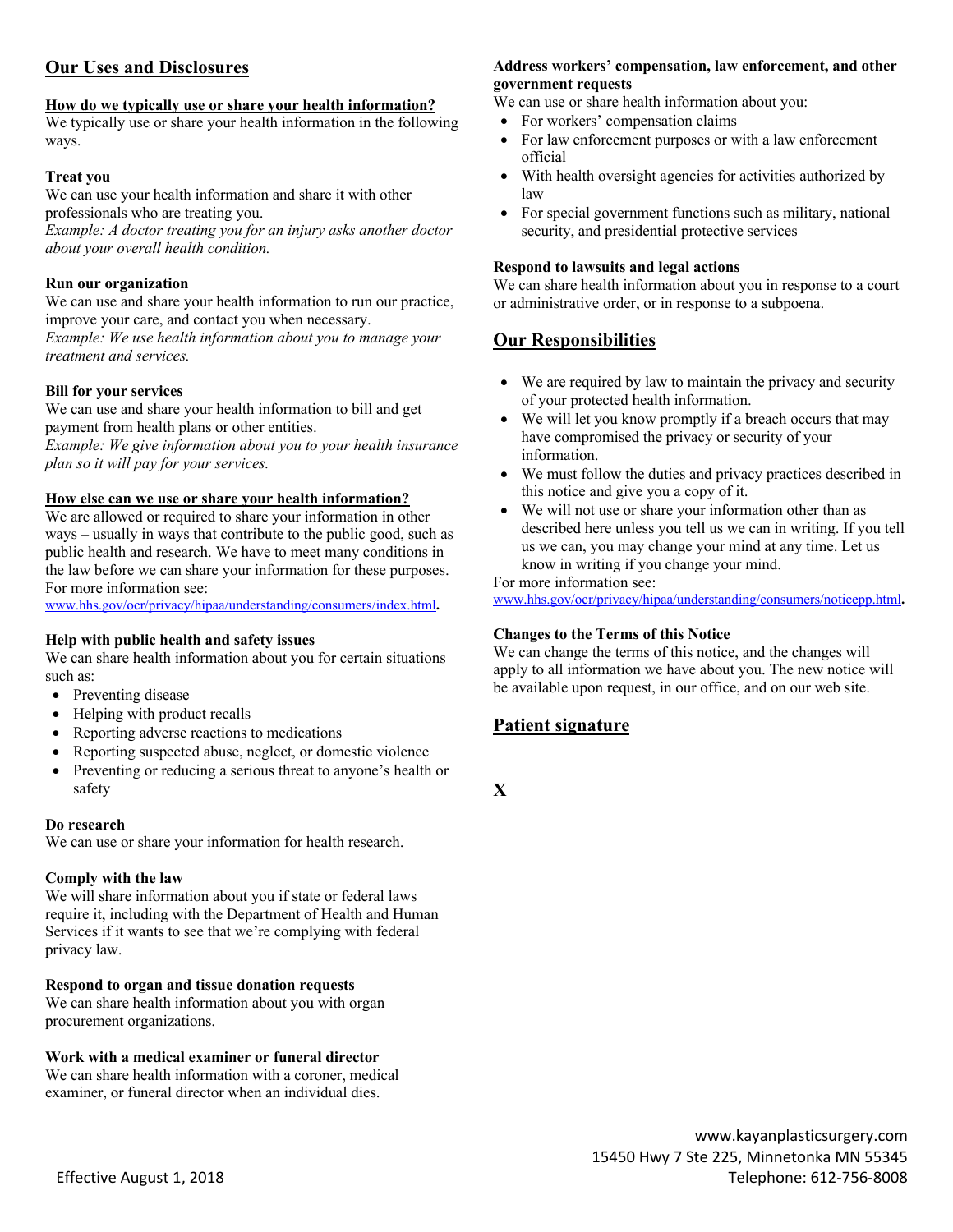## Our Uses and Disclosures

**How do we typically use or share your health information?**

We typically use or share your health information in the following ways.

**Treat you**

We can use your health information and share it with other professionals who are treating you.

*Example: A doctor treating you for an injury asks another doctor about your overall health condition.*

**Run our organization**

We can use and share your health information to run our practice, improve your care, and contact you when necessary.

*Example: We use health information about you to manage your treatment and services.*

**Bill for your services**

We can use and share your health information to bill and get payment from health plans or other entities.

*Example: We give information about you to your health insurance plan so it will pay for your services.*

**How else can we use or share your health information?**

We are allowed or required to share your information in other ways – usually in ways that contribute to the public good, such as public health and research. We have to meet many conditions in the law before we can share your information for these purposes. For more information see: www.hhs.gov/ocr/privacy/hipaa/understanding/consumers/index.html**.**

**Help with public health and safety issues**

We can share health information about you for certain situations such as:

- Preventing disease
- Helping with product recalls
- Reporting adverse reactions to medications
- Reporting suspected abuse, neglect, or domestic violence
- Preventing or reducing a serious threat to anyone's health or safety

**Do research**

We can use or share your information for health research.

**Comply with the law**

We will share information about you if state or federal laws require it, including with the Department of Health and Human Services if it wants to see that we're complying with federal privacy law.

**Respond to organ and tissue donation requests**

We can share health information about you with organ procurement organizations.

**Work with a medical examiner or funeral director**

We can share health information with a coroner, medical examiner, or funeral director when an individual dies.

**Address workers' compensation, law enforcement, and other government requests**

We can use or share health information about you:

- For workers' compensation claims
- For law enforcement purposes or with a law enforcement official
- With health oversight agencies for activities authorized by law
- For special government functions such as military, national security, and presidential protective services

**Respond to lawsuits and legal actions**

We can share health information about you in response to a court or administrative order, or in response to a subpoena.

## Our Responsibilities

- We are required by law to maintain the privacy and security of your protected health information.
- We will let you know promptly if a breach occurs that may have compromised the privacy or security of your information.
- We must follow the duties and privacy practices described in this notice and give you a copy of it.
- We will not use or share your information other than as described here unless you tell us we can in writing. If you tell us we can, you may change your mind at any time. Let us know in writing if you change your mind.

For more information see: www.hhs.gov/ocr/privacy/hipaa/understanding/consumers/noticepp.html**.**

**Changes to the Terms of this Notice**

We can change the terms of this notice, and the changes will apply to all information we have about you. The new notice will be available upon request, in our office, and on our web site.

## Patient signature

**X** ______________________________

Effective August 1, 2018

www.kayanplasticsurgery.com
15450 Hwy 7 Ste 225, Minnetonka MN 55345
Telephone: 612-756-8008